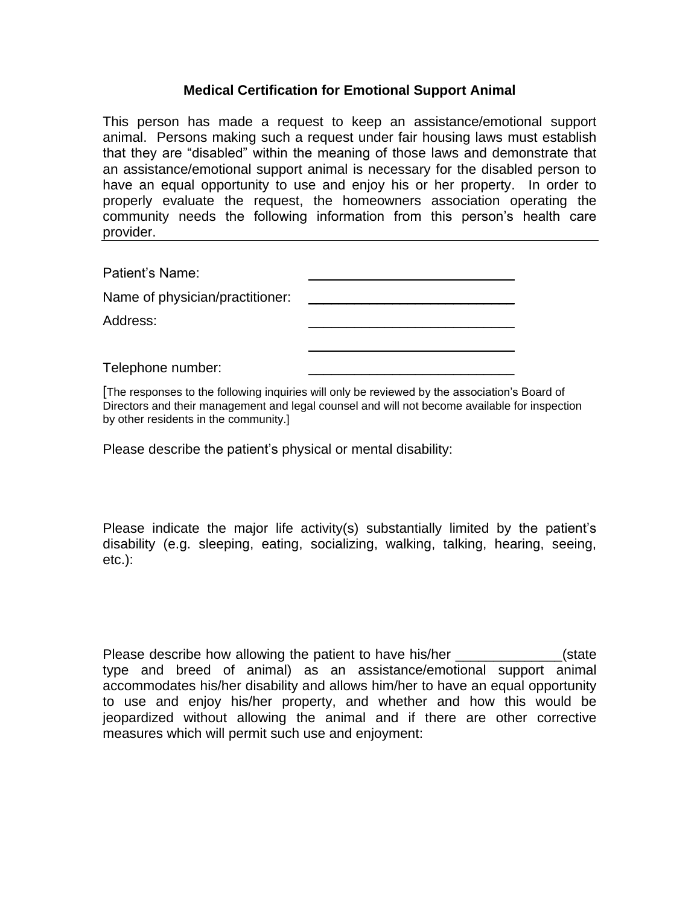## Medical Certification for Emotional Support Animal

This person has made a request to keep an assistance/emotional support animal. Persons making such a request under fair housing laws must establish that they are "disabled" within the meaning of those laws and demonstrate that an assistance/emotional support animal is necessary for the disabled person to have an equal opportunity to use and enjoy his or her property. In order to properly evaluate the request, the homeowners association operating the community needs the following information from this person's health care provider.

---

Patient's Name: ___________________________

Name of physician/practitioner: ___________________________

Address: ___________________________

___________________________

Telephone number: ___________________________

[The responses to the following inquiries will only be reviewed by the association's Board of Directors and their management and legal counsel and will not become available for inspection by other residents in the community.]

Please describe the patient's physical or mental disability:

Please indicate the major life activity(s) substantially limited by the patient's disability (e.g. sleeping, eating, socializing, walking, talking, hearing, seeing, etc.):

Please describe how allowing the patient to have his/her ______________(state type and breed of animal) as an assistance/emotional support animal accommodates his/her disability and allows him/her to have an equal opportunity to use and enjoy his/her property, and whether and how this would be jeopardized without allowing the animal and if there are other corrective measures which will permit such use and enjoyment: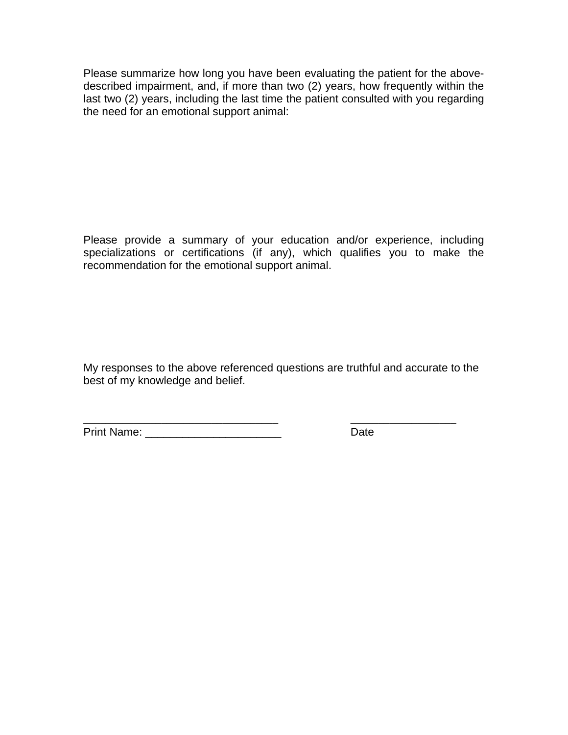Please summarize how long you have been evaluating the patient for the above-described impairment, and, if more than two (2) years, how frequently within the last two (2) years, including the last time the patient consulted with you regarding the need for an emotional support animal:

Please provide a summary of your education and/or experience, including specializations or certifications (if any), which qualifies you to make the recommendation for the emotional support animal.

My responses to the above referenced questions are truthful and accurate to the best of my knowledge and belief.

________________________________ _________________

Print Name: ______________________ Date